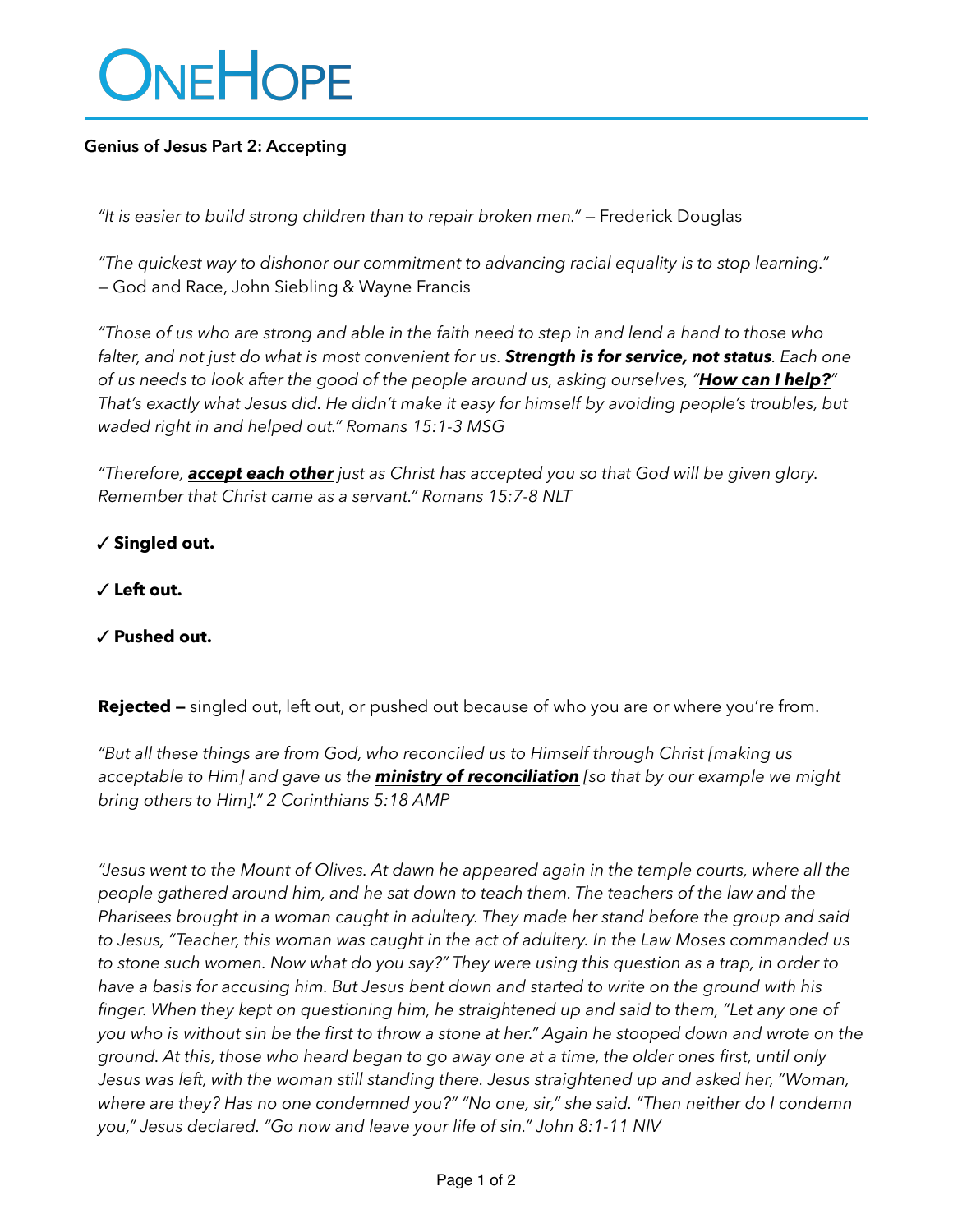# OneHope

**Genius of Jesus Part 2: Accepting**

*"It is easier to build strong children than to repair broken men."* — Frederick Douglas

*"The quickest way to dishonor our commitment to advancing racial equality is to stop learning."* — God and Race, John Siebling & Wayne Francis

*"Those of us who are strong and able in the faith need to step in and lend a hand to those who falter, and not just do what is most convenient for us.* ***Strength is for service, not status****. Each one of us needs to look after the good of the people around us, asking ourselves, "****How can I help?****" That's exactly what Jesus did. He didn't make it easy for himself by avoiding people's troubles, but waded right in and helped out." Romans 15:1-3 MSG*

*"Therefore,* ***accept each other*** *just as Christ has accepted you so that God will be given glory. Remember that Christ came as a servant." Romans 15:7-8 NLT*

✓ **Singled out.**

✓ **Left out.**

✓ **Pushed out.**

**Rejected —** singled out, left out, or pushed out because of who you are or where you're from.

*"But all these things are from God, who reconciled us to Himself through Christ [making us acceptable to Him] and gave us the* ***ministry of reconciliation*** *[so that by our example we might bring others to Him]." 2 Corinthians 5:18 AMP*

*"Jesus went to the Mount of Olives. At dawn he appeared again in the temple courts, where all the people gathered around him, and he sat down to teach them. The teachers of the law and the Pharisees brought in a woman caught in adultery. They made her stand before the group and said to Jesus, "Teacher, this woman was caught in the act of adultery. In the Law Moses commanded us to stone such women. Now what do you say?" They were using this question as a trap, in order to have a basis for accusing him. But Jesus bent down and started to write on the ground with his finger. When they kept on questioning him, he straightened up and said to them, "Let any one of you who is without sin be the first to throw a stone at her." Again he stooped down and wrote on the ground. At this, those who heard began to go away one at a time, the older ones first, until only Jesus was left, with the woman still standing there. Jesus straightened up and asked her, "Woman, where are they? Has no one condemned you?" "No one, sir," she said. "Then neither do I condemn you," Jesus declared. "Go now and leave your life of sin." John 8:1-11 NIV*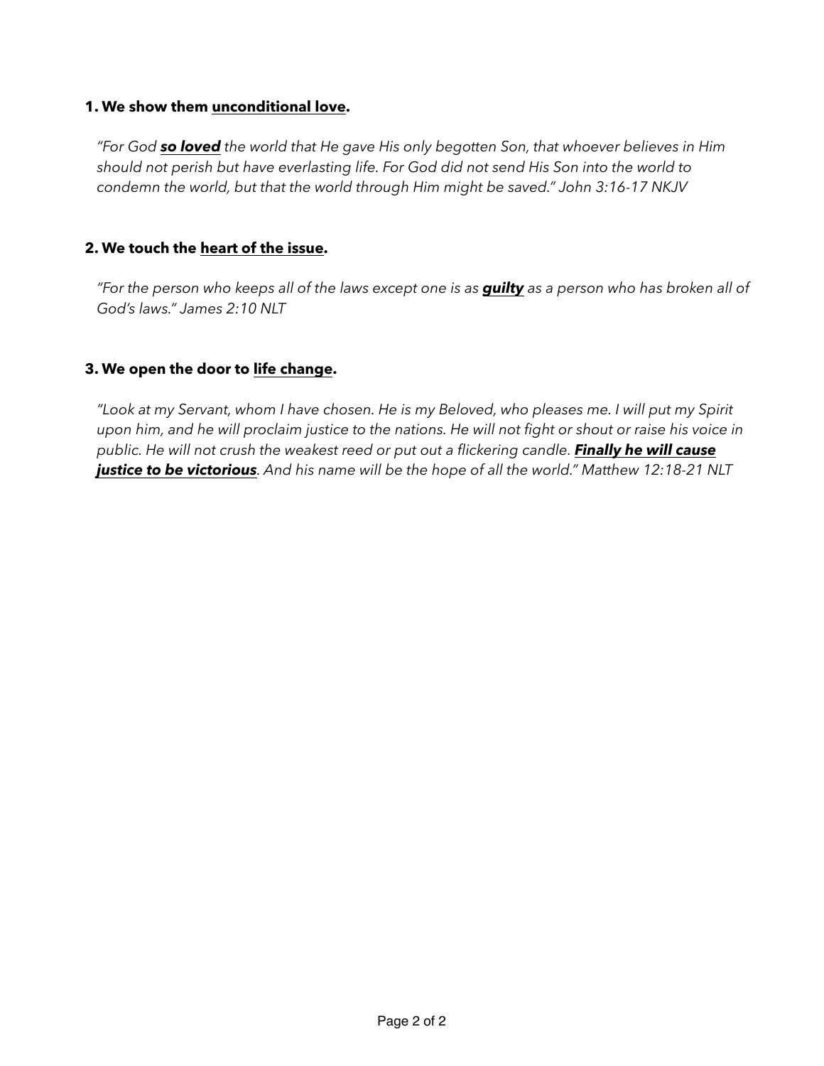**1. We show them <u>unconditional love</u>.**

*"For God **<u>so loved</u>** the world that He gave His only begotten Son, that whoever believes in Him should not perish but have everlasting life. For God did not send His Son into the world to condemn the world, but that the world through Him might be saved." John 3:16-17 NKJV*

**2. We touch the <u>heart of the issue</u>.**

*"For the person who keeps all of the laws except one is as **<u>guilty</u>** as a person who has broken all of God's laws." James 2:10 NLT*

**3. We open the door to <u>life change</u>.**

*"Look at my Servant, whom I have chosen. He is my Beloved, who pleases me. I will put my Spirit upon him, and he will proclaim justice to the nations. He will not fight or shout or raise his voice in public. He will not crush the weakest reed or put out a flickering candle. **<u>Finally he will cause justice to be victorious</u>**. And his name will be the hope of all the world." Matthew 12:18-21 NLT*